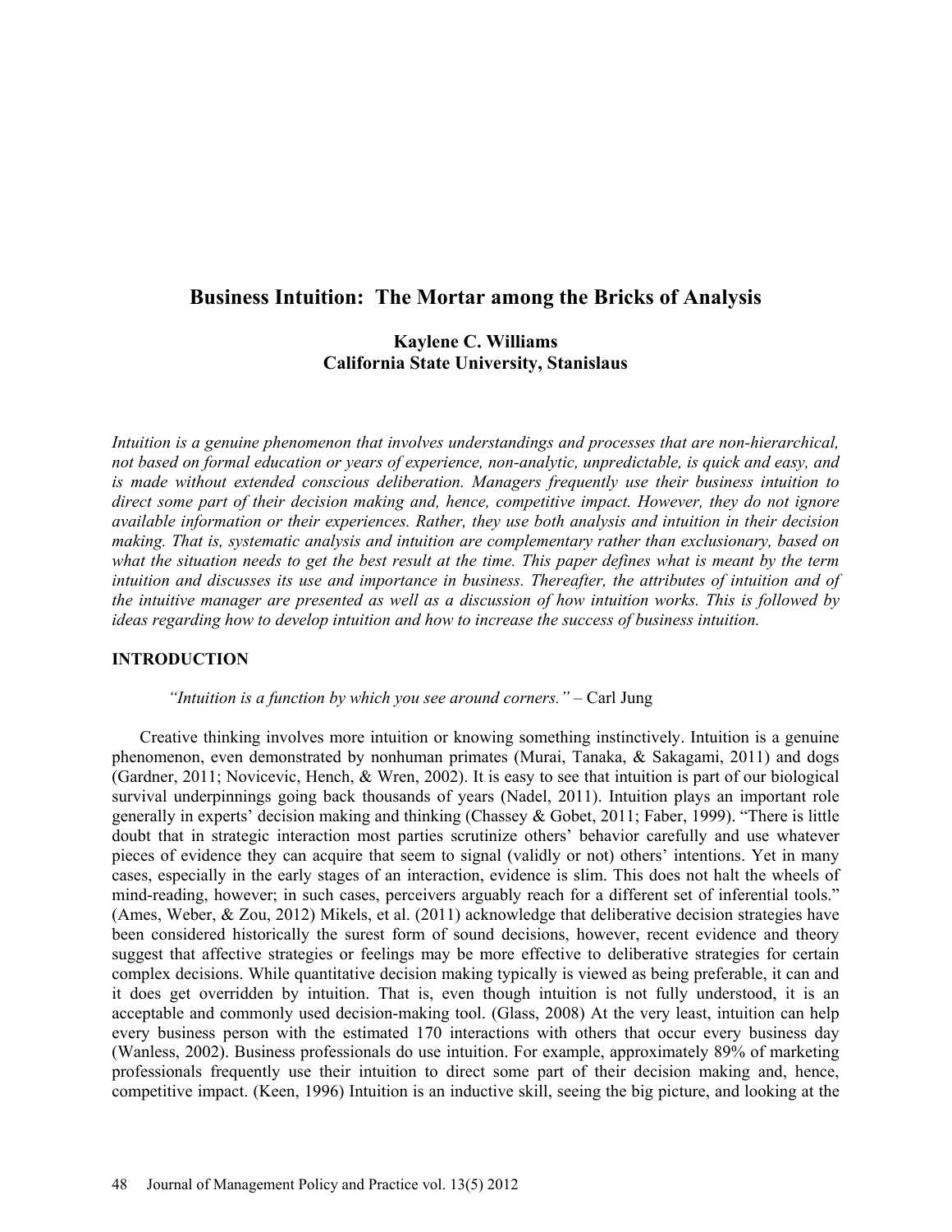# Business Intuition: The Mortar among the Bricks of Analysis

**Kaylene C. Williams**
**California State University, Stanislaus**

*Intuition is a genuine phenomenon that involves understandings and processes that are non-hierarchical, not based on formal education or years of experience, non-analytic, unpredictable, is quick and easy, and is made without extended conscious deliberation. Managers frequently use their business intuition to direct some part of their decision making and, hence, competitive impact. However, they do not ignore available information or their experiences. Rather, they use both analysis and intuition in their decision making. That is, systematic analysis and intuition are complementary rather than exclusionary, based on what the situation needs to get the best result at the time. This paper defines what is meant by the term intuition and discusses its use and importance in business. Thereafter, the attributes of intuition and of the intuitive manager are presented as well as a discussion of how intuition works. This is followed by ideas regarding how to develop intuition and how to increase the success of business intuition.*

## INTRODUCTION

*"Intuition is a function by which you see around corners."* – Carl Jung

Creative thinking involves more intuition or knowing something instinctively. Intuition is a genuine phenomenon, even demonstrated by nonhuman primates (Murai, Tanaka, & Sakagami, 2011) and dogs (Gardner, 2011; Novicevic, Hench, & Wren, 2002). It is easy to see that intuition is part of our biological survival underpinnings going back thousands of years (Nadel, 2011). Intuition plays an important role generally in experts' decision making and thinking (Chassey & Gobet, 2011; Faber, 1999). "There is little doubt that in strategic interaction most parties scrutinize others' behavior carefully and use whatever pieces of evidence they can acquire that seem to signal (validly or not) others' intentions. Yet in many cases, especially in the early stages of an interaction, evidence is slim. This does not halt the wheels of mind-reading, however; in such cases, perceivers arguably reach for a different set of inferential tools." (Ames, Weber, & Zou, 2012) Mikels, et al. (2011) acknowledge that deliberative decision strategies have been considered historically the surest form of sound decisions, however, recent evidence and theory suggest that affective strategies or feelings may be more effective to deliberative strategies for certain complex decisions. While quantitative decision making typically is viewed as being preferable, it can and it does get overridden by intuition. That is, even though intuition is not fully understood, it is an acceptable and commonly used decision-making tool. (Glass, 2008) At the very least, intuition can help every business person with the estimated 170 interactions with others that occur every business day (Wanless, 2002). Business professionals do use intuition. For example, approximately 89% of marketing professionals frequently use their intuition to direct some part of their decision making and, hence, competitive impact. (Keen, 1996) Intuition is an inductive skill, seeing the big picture, and looking at the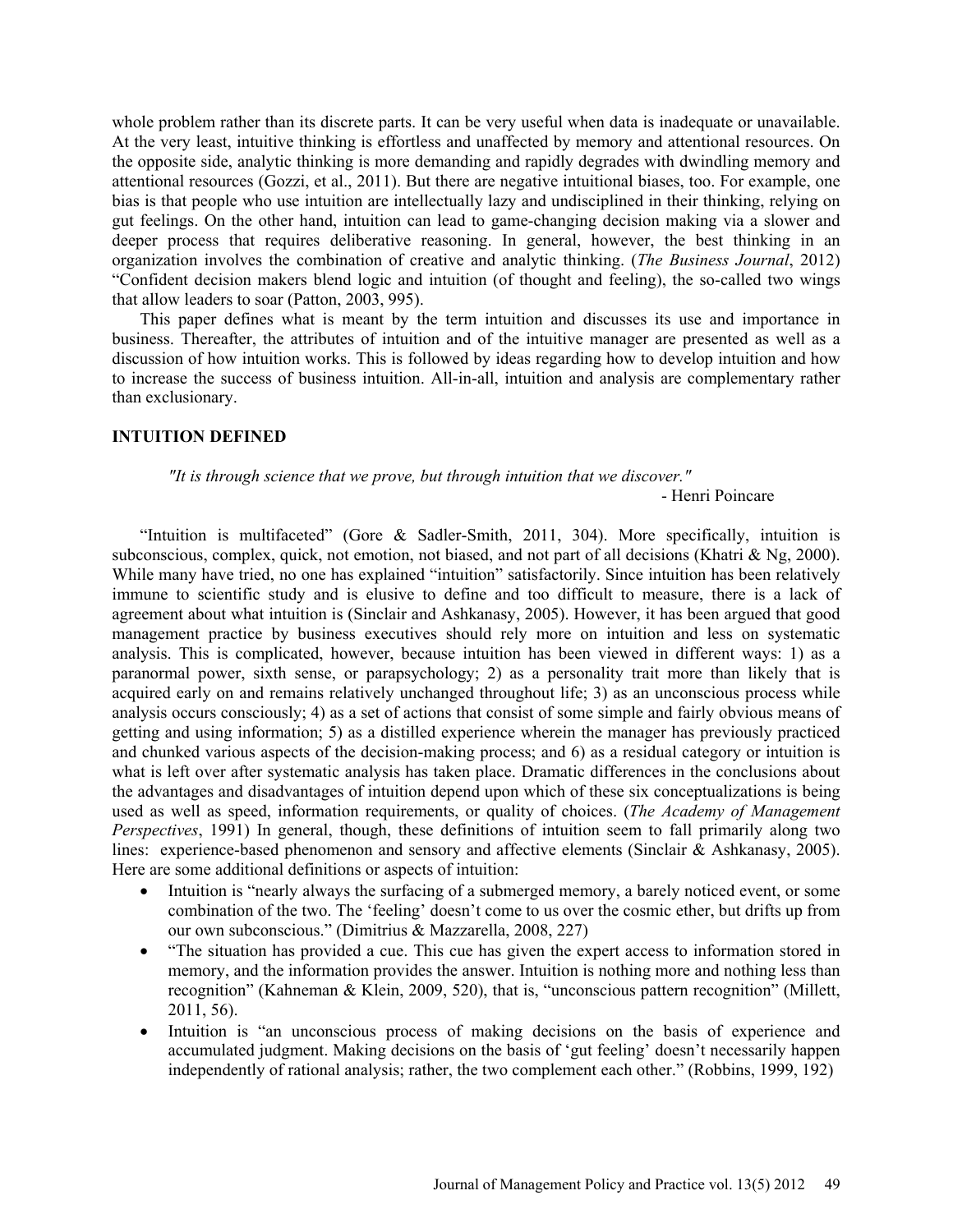whole problem rather than its discrete parts. It can be very useful when data is inadequate or unavailable. At the very least, intuitive thinking is effortless and unaffected by memory and attentional resources. On the opposite side, analytic thinking is more demanding and rapidly degrades with dwindling memory and attentional resources (Gozzi, et al., 2011). But there are negative intuitional biases, too. For example, one bias is that people who use intuition are intellectually lazy and undisciplined in their thinking, relying on gut feelings. On the other hand, intuition can lead to game-changing decision making via a slower and deeper process that requires deliberative reasoning. In general, however, the best thinking in an organization involves the combination of creative and analytic thinking. (*The Business Journal*, 2012) "Confident decision makers blend logic and intuition (of thought and feeling), the so-called two wings that allow leaders to soar (Patton, 2003, 995).

This paper defines what is meant by the term intuition and discusses its use and importance in business. Thereafter, the attributes of intuition and of the intuitive manager are presented as well as a discussion of how intuition works. This is followed by ideas regarding how to develop intuition and how to increase the success of business intuition. All-in-all, intuition and analysis are complementary rather than exclusionary.

## INTUITION DEFINED

> *"It is through science that we prove, but through intuition that we discover."*
>
> \- Henri Poincare

"Intuition is multifaceted" (Gore & Sadler-Smith, 2011, 304). More specifically, intuition is subconscious, complex, quick, not emotion, not biased, and not part of all decisions (Khatri & Ng, 2000). While many have tried, no one has explained "intuition" satisfactorily. Since intuition has been relatively immune to scientific study and is elusive to define and too difficult to measure, there is a lack of agreement about what intuition is (Sinclair and Ashkanasy, 2005). However, it has been argued that good management practice by business executives should rely more on intuition and less on systematic analysis. This is complicated, however, because intuition has been viewed in different ways: 1) as a paranormal power, sixth sense, or parapsychology; 2) as a personality trait more than likely that is acquired early on and remains relatively unchanged throughout life; 3) as an unconscious process while analysis occurs consciously; 4) as a set of actions that consist of some simple and fairly obvious means of getting and using information; 5) as a distilled experience wherein the manager has previously practiced and chunked various aspects of the decision-making process; and 6) as a residual category or intuition is what is left over after systematic analysis has taken place. Dramatic differences in the conclusions about the advantages and disadvantages of intuition depend upon which of these six conceptualizations is being used as well as speed, information requirements, or quality of choices. (*The Academy of Management Perspectives*, 1991) In general, though, these definitions of intuition seem to fall primarily along two lines: experience-based phenomenon and sensory and affective elements (Sinclair & Ashkanasy, 2005). Here are some additional definitions or aspects of intuition:

- Intuition is "nearly always the surfacing of a submerged memory, a barely noticed event, or some combination of the two. The 'feeling' doesn't come to us over the cosmic ether, but drifts up from our own subconscious." (Dimitrius & Mazzarella, 2008, 227)
- "The situation has provided a cue. This cue has given the expert access to information stored in memory, and the information provides the answer. Intuition is nothing more and nothing less than recognition" (Kahneman & Klein, 2009, 520), that is, "unconscious pattern recognition" (Millett, 2011, 56).
- Intuition is "an unconscious process of making decisions on the basis of experience and accumulated judgment. Making decisions on the basis of 'gut feeling' doesn't necessarily happen independently of rational analysis; rather, the two complement each other." (Robbins, 1999, 192)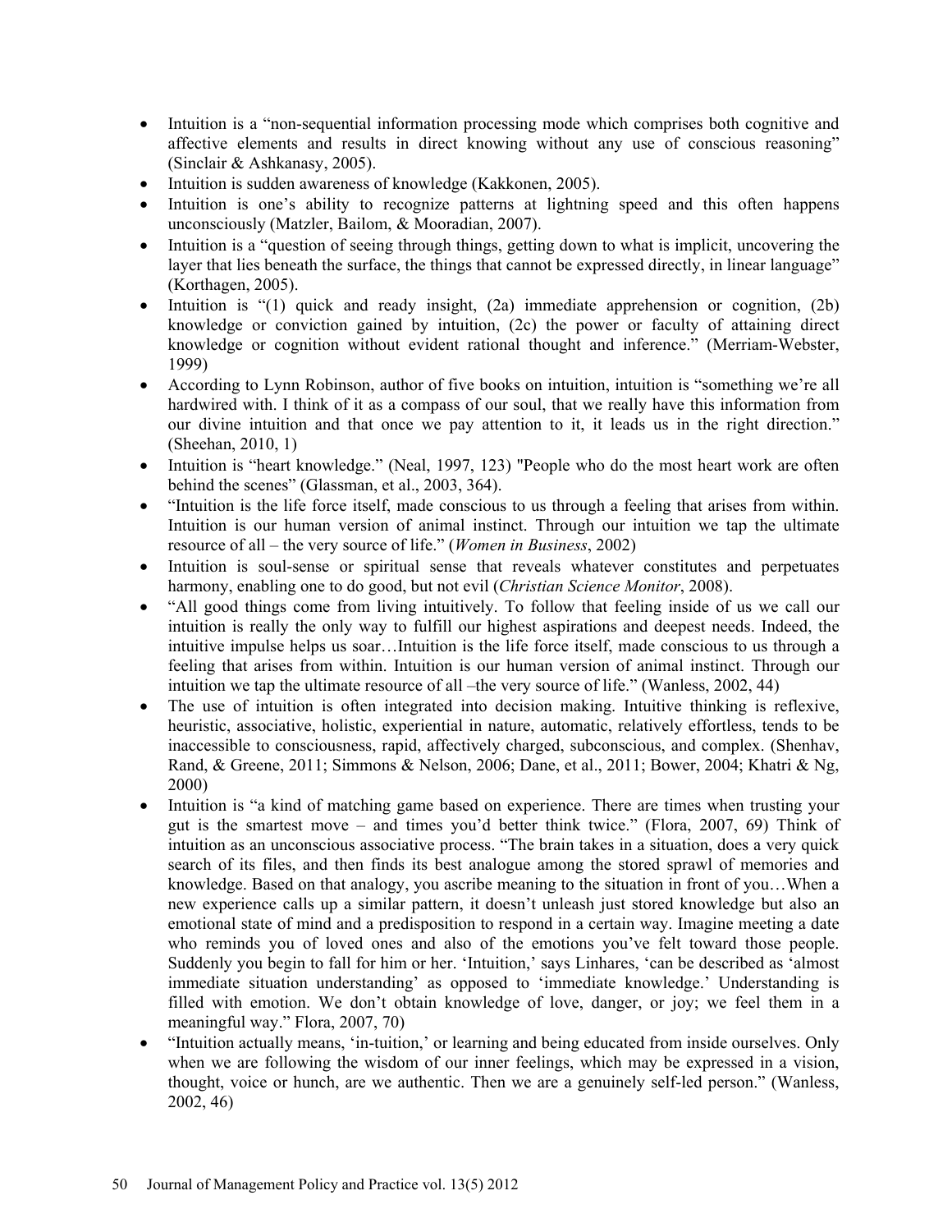- Intuition is a "non-sequential information processing mode which comprises both cognitive and affective elements and results in direct knowing without any use of conscious reasoning" (Sinclair & Ashkanasy, 2005).
- Intuition is sudden awareness of knowledge (Kakkonen, 2005).
- Intuition is one's ability to recognize patterns at lightning speed and this often happens unconsciously (Matzler, Bailom, & Mooradian, 2007).
- Intuition is a "question of seeing through things, getting down to what is implicit, uncovering the layer that lies beneath the surface, the things that cannot be expressed directly, in linear language" (Korthagen, 2005).
- Intuition is "(1) quick and ready insight, (2a) immediate apprehension or cognition, (2b) knowledge or conviction gained by intuition, (2c) the power or faculty of attaining direct knowledge or cognition without evident rational thought and inference." (Merriam-Webster, 1999)
- According to Lynn Robinson, author of five books on intuition, intuition is "something we're all hardwired with. I think of it as a compass of our soul, that we really have this information from our divine intuition and that once we pay attention to it, it leads us in the right direction." (Sheehan, 2010, 1)
- Intuition is "heart knowledge." (Neal, 1997, 123) "People who do the most heart work are often behind the scenes" (Glassman, et al., 2003, 364).
- "Intuition is the life force itself, made conscious to us through a feeling that arises from within. Intuition is our human version of animal instinct. Through our intuition we tap the ultimate resource of all – the very source of life." (*Women in Business*, 2002)
- Intuition is soul-sense or spiritual sense that reveals whatever constitutes and perpetuates harmony, enabling one to do good, but not evil (*Christian Science Monitor*, 2008).
- "All good things come from living intuitively. To follow that feeling inside of us we call our intuition is really the only way to fulfill our highest aspirations and deepest needs. Indeed, the intuitive impulse helps us soar…Intuition is the life force itself, made conscious to us through a feeling that arises from within. Intuition is our human version of animal instinct. Through our intuition we tap the ultimate resource of all –the very source of life." (Wanless, 2002, 44)
- The use of intuition is often integrated into decision making. Intuitive thinking is reflexive, heuristic, associative, holistic, experiential in nature, automatic, relatively effortless, tends to be inaccessible to consciousness, rapid, affectively charged, subconscious, and complex. (Shenhav, Rand, & Greene, 2011; Simmons & Nelson, 2006; Dane, et al., 2011; Bower, 2004; Khatri & Ng, 2000)
- Intuition is "a kind of matching game based on experience. There are times when trusting your gut is the smartest move – and times you'd better think twice." (Flora, 2007, 69) Think of intuition as an unconscious associative process. "The brain takes in a situation, does a very quick search of its files, and then finds its best analogue among the stored sprawl of memories and knowledge. Based on that analogy, you ascribe meaning to the situation in front of you…When a new experience calls up a similar pattern, it doesn't unleash just stored knowledge but also an emotional state of mind and a predisposition to respond in a certain way. Imagine meeting a date who reminds you of loved ones and also of the emotions you've felt toward those people. Suddenly you begin to fall for him or her. 'Intuition,' says Linhares, 'can be described as 'almost immediate situation understanding' as opposed to 'immediate knowledge.' Understanding is filled with emotion. We don't obtain knowledge of love, danger, or joy; we feel them in a meaningful way." Flora, 2007, 70)
- "Intuition actually means, 'in-tuition,' or learning and being educated from inside ourselves. Only when we are following the wisdom of our inner feelings, which may be expressed in a vision, thought, voice or hunch, are we authentic. Then we are a genuinely self-led person." (Wanless, 2002, 46)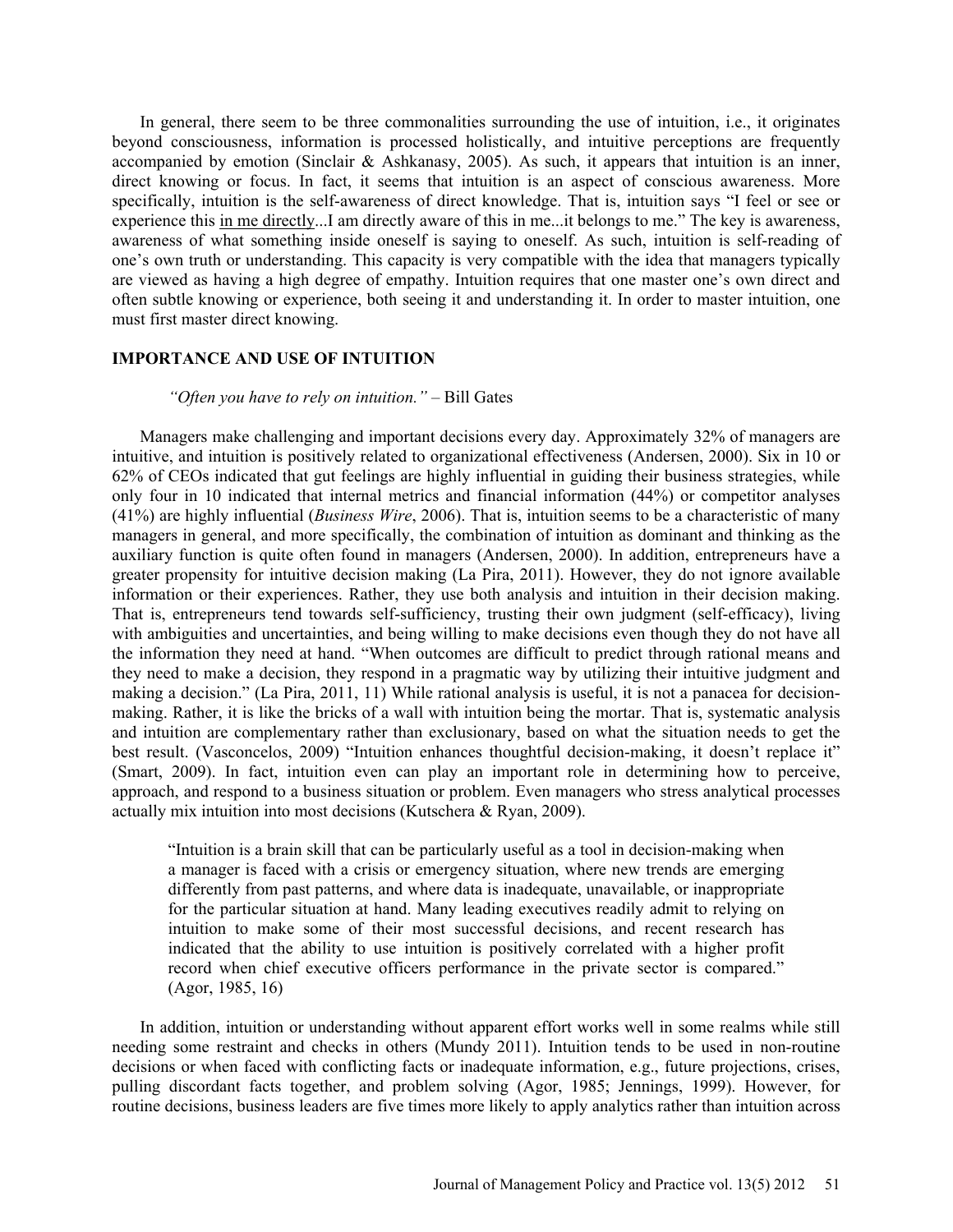In general, there seem to be three commonalities surrounding the use of intuition, i.e., it originates beyond consciousness, information is processed holistically, and intuitive perceptions are frequently accompanied by emotion (Sinclair & Ashkanasy, 2005). As such, it appears that intuition is an inner, direct knowing or focus. In fact, it seems that intuition is an aspect of conscious awareness. More specifically, intuition is the self-awareness of direct knowledge. That is, intuition says "I feel or see or experience this <u>in me directly</u>...I am directly aware of this in me...it belongs to me." The key is awareness, awareness of what something inside oneself is saying to oneself. As such, intuition is self-reading of one's own truth or understanding. This capacity is very compatible with the idea that managers typically are viewed as having a high degree of empathy. Intuition requires that one master one's own direct and often subtle knowing or experience, both seeing it and understanding it. In order to master intuition, one must first master direct knowing.

## IMPORTANCE AND USE OF INTUITION

*"Often you have to rely on intuition."* – Bill Gates

Managers make challenging and important decisions every day. Approximately 32% of managers are intuitive, and intuition is positively related to organizational effectiveness (Andersen, 2000). Six in 10 or 62% of CEOs indicated that gut feelings are highly influential in guiding their business strategies, while only four in 10 indicated that internal metrics and financial information (44%) or competitor analyses (41%) are highly influential (*Business Wire*, 2006). That is, intuition seems to be a characteristic of many managers in general, and more specifically, the combination of intuition as dominant and thinking as the auxiliary function is quite often found in managers (Andersen, 2000). In addition, entrepreneurs have a greater propensity for intuitive decision making (La Pira, 2011). However, they do not ignore available information or their experiences. Rather, they use both analysis and intuition in their decision making. That is, entrepreneurs tend towards self-sufficiency, trusting their own judgment (self-efficacy), living with ambiguities and uncertainties, and being willing to make decisions even though they do not have all the information they need at hand. "When outcomes are difficult to predict through rational means and they need to make a decision, they respond in a pragmatic way by utilizing their intuitive judgment and making a decision." (La Pira, 2011, 11) While rational analysis is useful, it is not a panacea for decision-making. Rather, it is like the bricks of a wall with intuition being the mortar. That is, systematic analysis and intuition are complementary rather than exclusionary, based on what the situation needs to get the best result. (Vasconcelos, 2009) "Intuition enhances thoughtful decision-making, it doesn't replace it" (Smart, 2009). In fact, intuition even can play an important role in determining how to perceive, approach, and respond to a business situation or problem. Even managers who stress analytical processes actually mix intuition into most decisions (Kutschera & Ryan, 2009).

> "Intuition is a brain skill that can be particularly useful as a tool in decision-making when a manager is faced with a crisis or emergency situation, where new trends are emerging differently from past patterns, and where data is inadequate, unavailable, or inappropriate for the particular situation at hand. Many leading executives readily admit to relying on intuition to make some of their most successful decisions, and recent research has indicated that the ability to use intuition is positively correlated with a higher profit record when chief executive officers performance in the private sector is compared." (Agor, 1985, 16)

In addition, intuition or understanding without apparent effort works well in some realms while still needing some restraint and checks in others (Mundy 2011). Intuition tends to be used in non-routine decisions or when faced with conflicting facts or inadequate information, e.g., future projections, crises, pulling discordant facts together, and problem solving (Agor, 1985; Jennings, 1999). However, for routine decisions, business leaders are five times more likely to apply analytics rather than intuition across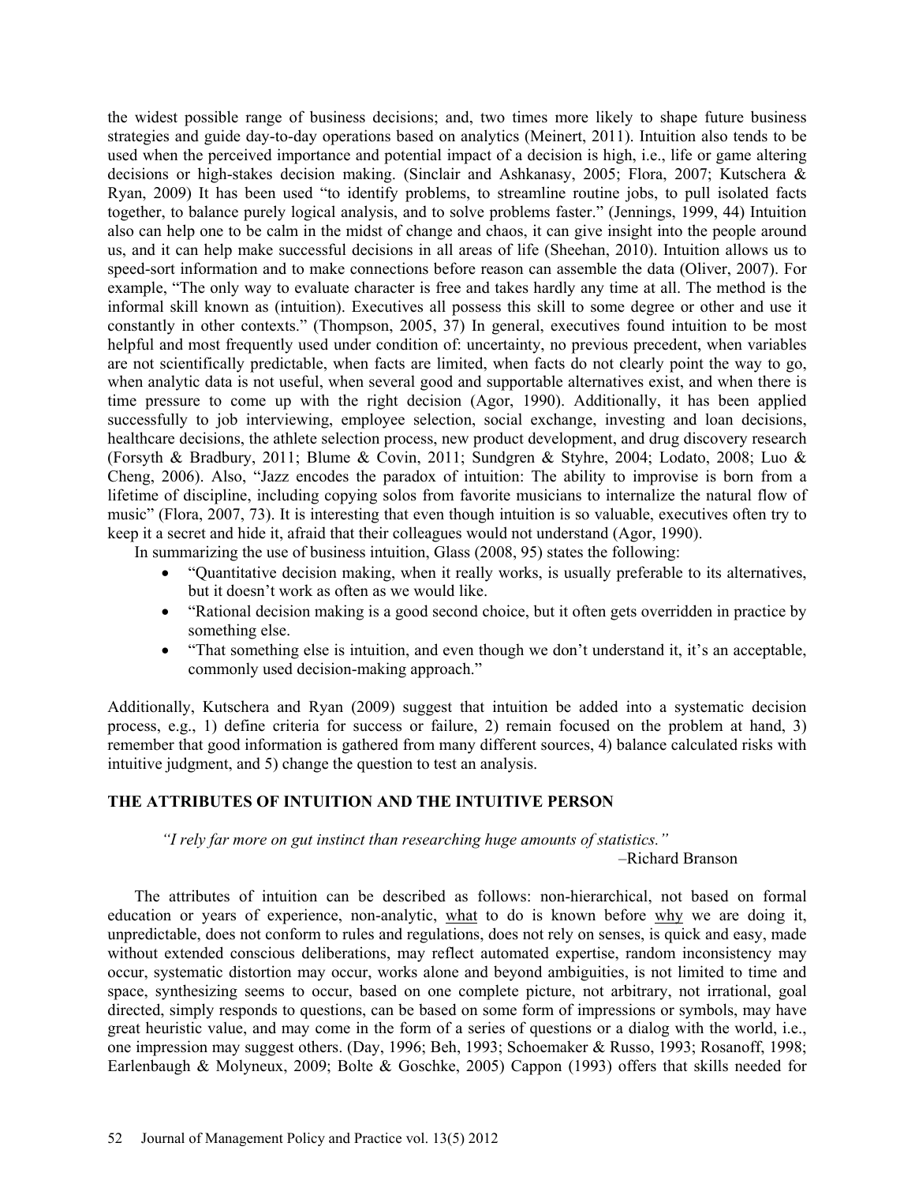the widest possible range of business decisions; and, two times more likely to shape future business strategies and guide day-to-day operations based on analytics (Meinert, 2011). Intuition also tends to be used when the perceived importance and potential impact of a decision is high, i.e., life or game altering decisions or high-stakes decision making. (Sinclair and Ashkanasy, 2005; Flora, 2007; Kutschera & Ryan, 2009) It has been used "to identify problems, to streamline routine jobs, to pull isolated facts together, to balance purely logical analysis, and to solve problems faster." (Jennings, 1999, 44) Intuition also can help one to be calm in the midst of change and chaos, it can give insight into the people around us, and it can help make successful decisions in all areas of life (Sheehan, 2010). Intuition allows us to speed-sort information and to make connections before reason can assemble the data (Oliver, 2007). For example, "The only way to evaluate character is free and takes hardly any time at all. The method is the informal skill known as (intuition). Executives all possess this skill to some degree or other and use it constantly in other contexts." (Thompson, 2005, 37) In general, executives found intuition to be most helpful and most frequently used under condition of: uncertainty, no previous precedent, when variables are not scientifically predictable, when facts are limited, when facts do not clearly point the way to go, when analytic data is not useful, when several good and supportable alternatives exist, and when there is time pressure to come up with the right decision (Agor, 1990). Additionally, it has been applied successfully to job interviewing, employee selection, social exchange, investing and loan decisions, healthcare decisions, the athlete selection process, new product development, and drug discovery research (Forsyth & Bradbury, 2011; Blume & Covin, 2011; Sundgren & Styhre, 2004; Lodato, 2008; Luo & Cheng, 2006). Also, "Jazz encodes the paradox of intuition: The ability to improvise is born from a lifetime of discipline, including copying solos from favorite musicians to internalize the natural flow of music" (Flora, 2007, 73). It is interesting that even though intuition is so valuable, executives often try to keep it a secret and hide it, afraid that their colleagues would not understand (Agor, 1990).

In summarizing the use of business intuition, Glass (2008, 95) states the following:

- "Quantitative decision making, when it really works, is usually preferable to its alternatives, but it doesn't work as often as we would like.
- "Rational decision making is a good second choice, but it often gets overridden in practice by something else.
- "That something else is intuition, and even though we don't understand it, it's an acceptable, commonly used decision-making approach."

Additionally, Kutschera and Ryan (2009) suggest that intuition be added into a systematic decision process, e.g., 1) define criteria for success or failure, 2) remain focused on the problem at hand, 3) remember that good information is gathered from many different sources, 4) balance calculated risks with intuitive judgment, and 5) change the question to test an analysis.

## THE ATTRIBUTES OF INTUITION AND THE INTUITIVE PERSON

*"I rely far more on gut instinct than researching huge amounts of statistics."*

–Richard Branson

The attributes of intuition can be described as follows: non-hierarchical, not based on formal education or years of experience, non-analytic, what to do is known before why we are doing it, unpredictable, does not conform to rules and regulations, does not rely on senses, is quick and easy, made without extended conscious deliberations, may reflect automated expertise, random inconsistency may occur, systematic distortion may occur, works alone and beyond ambiguities, is not limited to time and space, synthesizing seems to occur, based on one complete picture, not arbitrary, not irrational, goal directed, simply responds to questions, can be based on some form of impressions or symbols, may have great heuristic value, and may come in the form of a series of questions or a dialog with the world, i.e., one impression may suggest others. (Day, 1996; Beh, 1993; Schoemaker & Russo, 1993; Rosanoff, 1998; Earlenbaugh & Molyneux, 2009; Bolte & Goschke, 2005) Cappon (1993) offers that skills needed for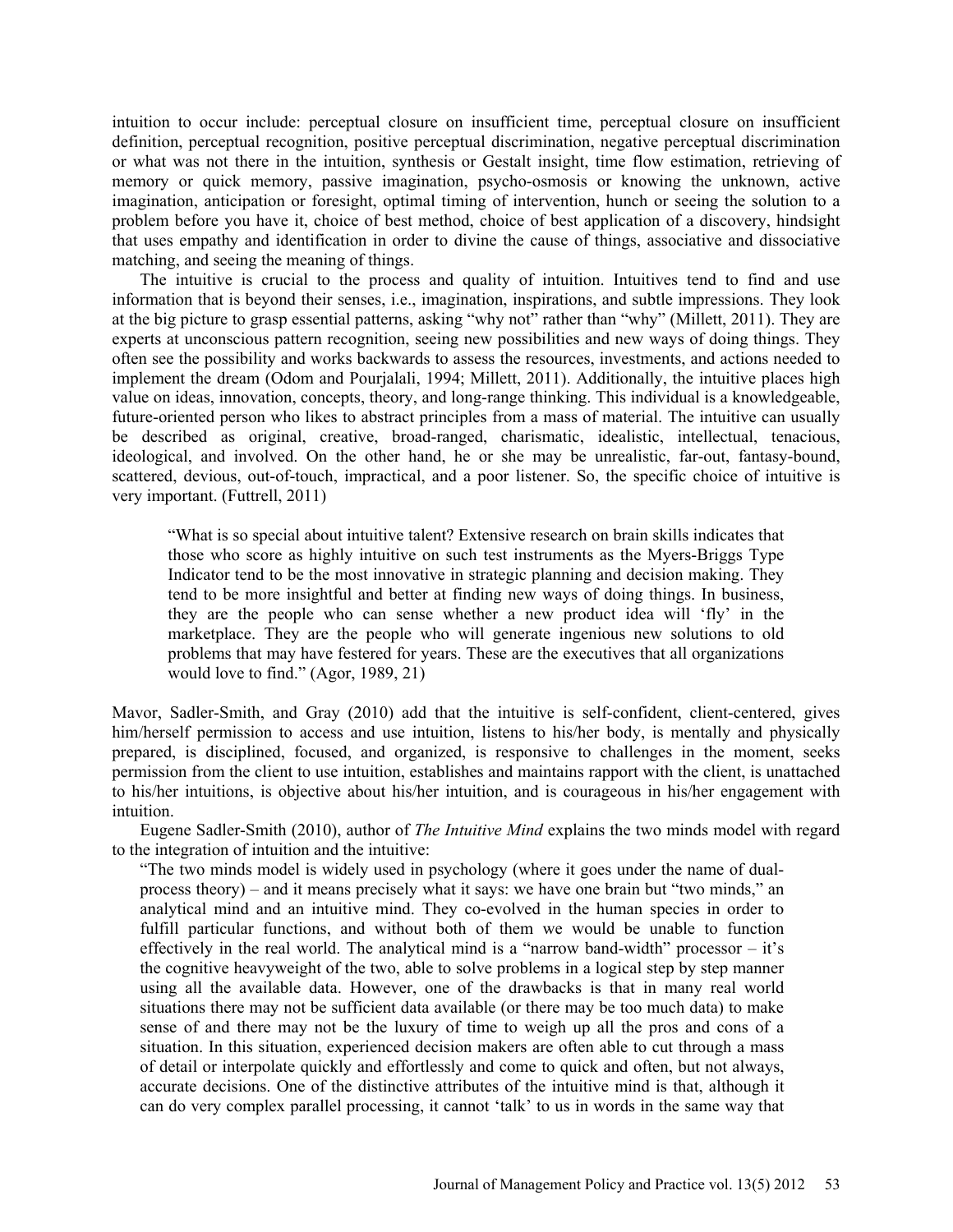intuition to occur include: perceptual closure on insufficient time, perceptual closure on insufficient definition, perceptual recognition, positive perceptual discrimination, negative perceptual discrimination or what was not there in the intuition, synthesis or Gestalt insight, time flow estimation, retrieving of memory or quick memory, passive imagination, psycho-osmosis or knowing the unknown, active imagination, anticipation or foresight, optimal timing of intervention, hunch or seeing the solution to a problem before you have it, choice of best method, choice of best application of a discovery, hindsight that uses empathy and identification in order to divine the cause of things, associative and dissociative matching, and seeing the meaning of things.

The intuitive is crucial to the process and quality of intuition. Intuitives tend to find and use information that is beyond their senses, i.e., imagination, inspirations, and subtle impressions. They look at the big picture to grasp essential patterns, asking "why not" rather than "why" (Millett, 2011). They are experts at unconscious pattern recognition, seeing new possibilities and new ways of doing things. They often see the possibility and works backwards to assess the resources, investments, and actions needed to implement the dream (Odom and Pourjalali, 1994; Millett, 2011). Additionally, the intuitive places high value on ideas, innovation, concepts, theory, and long-range thinking. This individual is a knowledgeable, future-oriented person who likes to abstract principles from a mass of material. The intuitive can usually be described as original, creative, broad-ranged, charismatic, idealistic, intellectual, tenacious, ideological, and involved. On the other hand, he or she may be unrealistic, far-out, fantasy-bound, scattered, devious, out-of-touch, impractical, and a poor listener. So, the specific choice of intuitive is very important. (Futtrell, 2011)

> "What is so special about intuitive talent? Extensive research on brain skills indicates that those who score as highly intuitive on such test instruments as the Myers-Briggs Type Indicator tend to be the most innovative in strategic planning and decision making. They tend to be more insightful and better at finding new ways of doing things. In business, they are the people who can sense whether a new product idea will 'fly' in the marketplace. They are the people who will generate ingenious new solutions to old problems that may have festered for years. These are the executives that all organizations would love to find." (Agor, 1989, 21)

Mavor, Sadler-Smith, and Gray (2010) add that the intuitive is self-confident, client-centered, gives him/herself permission to access and use intuition, listens to his/her body, is mentally and physically prepared, is disciplined, focused, and organized, is responsive to challenges in the moment, seeks permission from the client to use intuition, establishes and maintains rapport with the client, is unattached to his/her intuitions, is objective about his/her intuition, and is courageous in his/her engagement with intuition.

Eugene Sadler-Smith (2010), author of *The Intuitive Mind* explains the two minds model with regard to the integration of intuition and the intuitive:

> "The two minds model is widely used in psychology (where it goes under the name of dual-process theory) – and it means precisely what it says: we have one brain but "two minds," an analytical mind and an intuitive mind. They co-evolved in the human species in order to fulfill particular functions, and without both of them we would be unable to function effectively in the real world. The analytical mind is a "narrow band-width" processor – it's the cognitive heavyweight of the two, able to solve problems in a logical step by step manner using all the available data. However, one of the drawbacks is that in many real world situations there may not be sufficient data available (or there may be too much data) to make sense of and there may not be the luxury of time to weigh up all the pros and cons of a situation. In this situation, experienced decision makers are often able to cut through a mass of detail or interpolate quickly and effortlessly and come to quick and often, but not always, accurate decisions. One of the distinctive attributes of the intuitive mind is that, although it can do very complex parallel processing, it cannot 'talk' to us in words in the same way that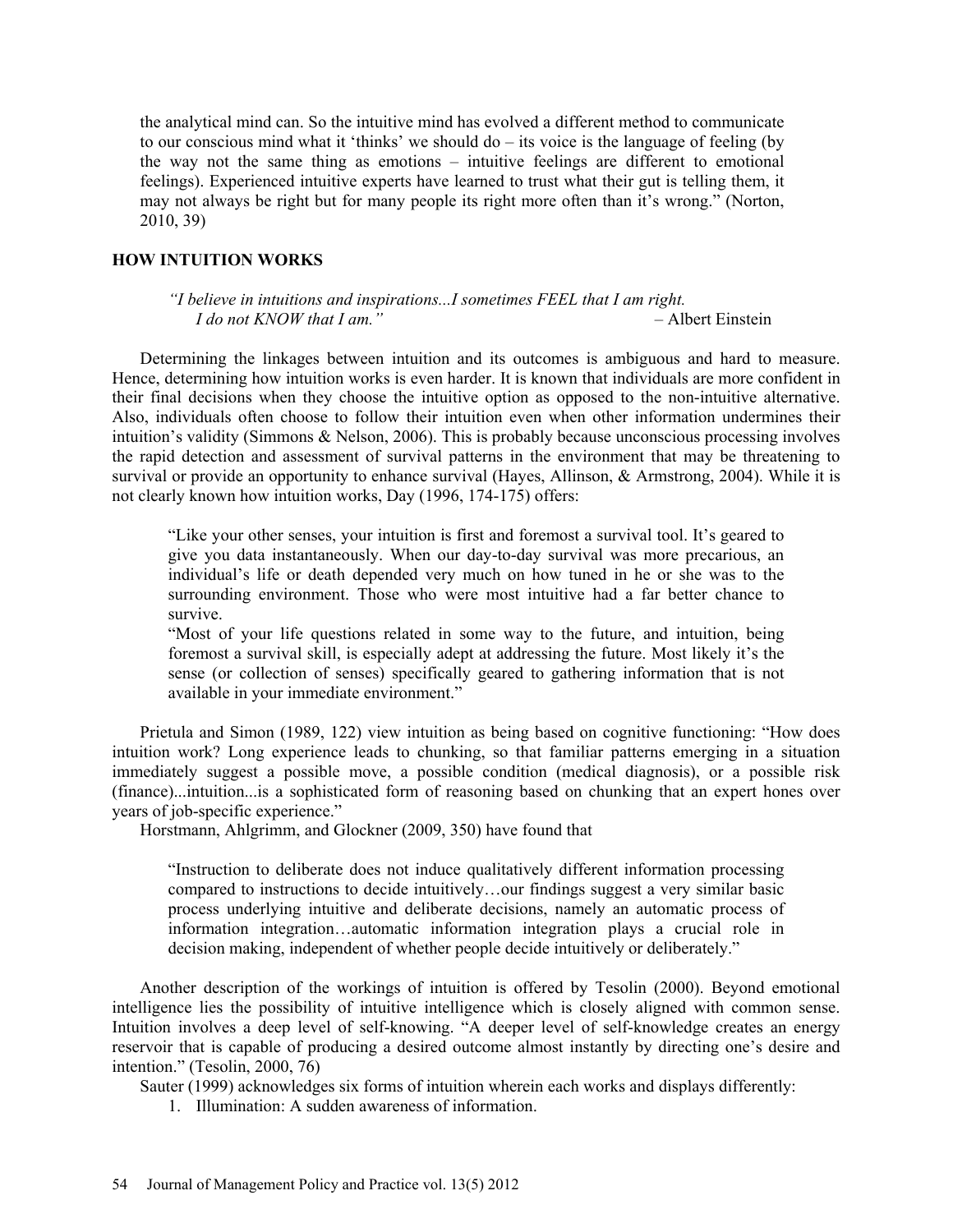the analytical mind can. So the intuitive mind has evolved a different method to communicate to our conscious mind what it 'thinks' we should do – its voice is the language of feeling (by the way not the same thing as emotions – intuitive feelings are different to emotional feelings). Experienced intuitive experts have learned to trust what their gut is telling them, it may not always be right but for many people its right more often than it's wrong." (Norton, 2010, 39)

## HOW INTUITION WORKS

> *"I believe in intuitions and inspirations...I sometimes FEEL that I am right. I do not KNOW that I am."* – Albert Einstein

Determining the linkages between intuition and its outcomes is ambiguous and hard to measure. Hence, determining how intuition works is even harder. It is known that individuals are more confident in their final decisions when they choose the intuitive option as opposed to the non-intuitive alternative. Also, individuals often choose to follow their intuition even when other information undermines their intuition's validity (Simmons & Nelson, 2006). This is probably because unconscious processing involves the rapid detection and assessment of survival patterns in the environment that may be threatening to survival or provide an opportunity to enhance survival (Hayes, Allinson, & Armstrong, 2004). While it is not clearly known how intuition works, Day (1996, 174-175) offers:

> "Like your other senses, your intuition is first and foremost a survival tool. It's geared to give you data instantaneously. When our day-to-day survival was more precarious, an individual's life or death depended very much on how tuned in he or she was to the surrounding environment. Those who were most intuitive had a far better chance to survive.
>
> "Most of your life questions related in some way to the future, and intuition, being foremost a survival skill, is especially adept at addressing the future. Most likely it's the sense (or collection of senses) specifically geared to gathering information that is not available in your immediate environment."

Prietula and Simon (1989, 122) view intuition as being based on cognitive functioning: "How does intuition work? Long experience leads to chunking, so that familiar patterns emerging in a situation immediately suggest a possible move, a possible condition (medical diagnosis), or a possible risk (finance)...intuition...is a sophisticated form of reasoning based on chunking that an expert hones over years of job-specific experience."

Horstmann, Ahlgrimm, and Glockner (2009, 350) have found that

> "Instruction to deliberate does not induce qualitatively different information processing compared to instructions to decide intuitively…our findings suggest a very similar basic process underlying intuitive and deliberate decisions, namely an automatic process of information integration…automatic information integration plays a crucial role in decision making, independent of whether people decide intuitively or deliberately."

Another description of the workings of intuition is offered by Tesolin (2000). Beyond emotional intelligence lies the possibility of intuitive intelligence which is closely aligned with common sense. Intuition involves a deep level of self-knowing. "A deeper level of self-knowledge creates an energy reservoir that is capable of producing a desired outcome almost instantly by directing one's desire and intention." (Tesolin, 2000, 76)

Sauter (1999) acknowledges six forms of intuition wherein each works and displays differently:

1. Illumination: A sudden awareness of information.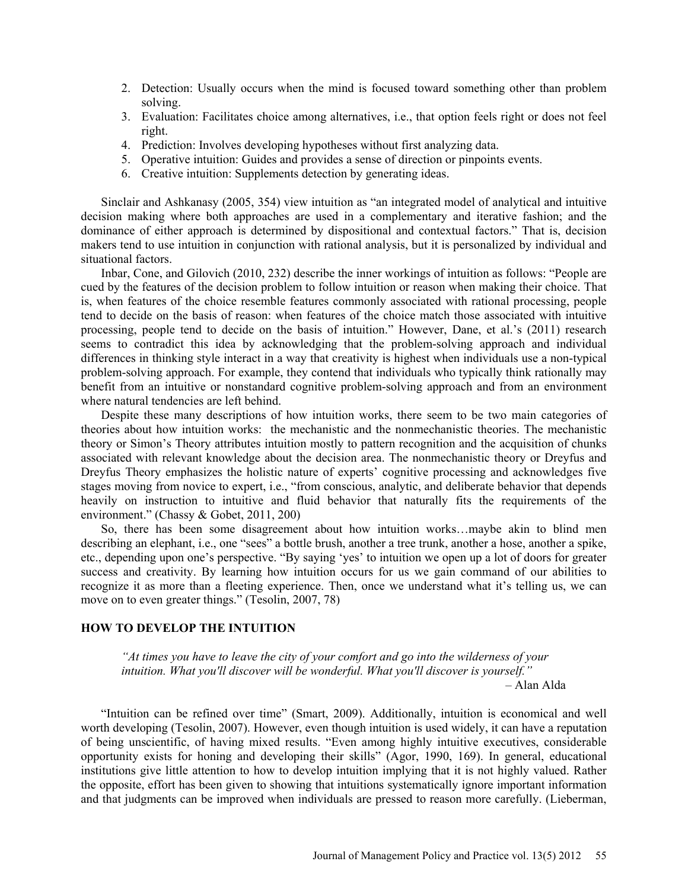2. Detection: Usually occurs when the mind is focused toward something other than problem solving.
3. Evaluation: Facilitates choice among alternatives, i.e., that option feels right or does not feel right.
4. Prediction: Involves developing hypotheses without first analyzing data.
5. Operative intuition: Guides and provides a sense of direction or pinpoints events.
6. Creative intuition: Supplements detection by generating ideas.

Sinclair and Ashkanasy (2005, 354) view intuition as "an integrated model of analytical and intuitive decision making where both approaches are used in a complementary and iterative fashion; and the dominance of either approach is determined by dispositional and contextual factors." That is, decision makers tend to use intuition in conjunction with rational analysis, but it is personalized by individual and situational factors.

Inbar, Cone, and Gilovich (2010, 232) describe the inner workings of intuition as follows: "People are cued by the features of the decision problem to follow intuition or reason when making their choice. That is, when features of the choice resemble features commonly associated with rational processing, people tend to decide on the basis of reason: when features of the choice match those associated with intuitive processing, people tend to decide on the basis of intuition." However, Dane, et al.'s (2011) research seems to contradict this idea by acknowledging that the problem-solving approach and individual differences in thinking style interact in a way that creativity is highest when individuals use a non-typical problem-solving approach. For example, they contend that individuals who typically think rationally may benefit from an intuitive or nonstandard cognitive problem-solving approach and from an environment where natural tendencies are left behind.

Despite these many descriptions of how intuition works, there seem to be two main categories of theories about how intuition works: the mechanistic and the nonmechanistic theories. The mechanistic theory or Simon's Theory attributes intuition mostly to pattern recognition and the acquisition of chunks associated with relevant knowledge about the decision area. The nonmechanistic theory or Dreyfus and Dreyfus Theory emphasizes the holistic nature of experts' cognitive processing and acknowledges five stages moving from novice to expert, i.e., "from conscious, analytic, and deliberate behavior that depends heavily on instruction to intuitive and fluid behavior that naturally fits the requirements of the environment." (Chassy & Gobet, 2011, 200)

So, there has been some disagreement about how intuition works…maybe akin to blind men describing an elephant, i.e., one "sees" a bottle brush, another a tree trunk, another a hose, another a spike, etc., depending upon one's perspective. "By saying 'yes' to intuition we open up a lot of doors for greater success and creativity. By learning how intuition occurs for us we gain command of our abilities to recognize it as more than a fleeting experience. Then, once we understand what it's telling us, we can move on to even greater things." (Tesolin, 2007, 78)

## HOW TO DEVELOP THE INTUITION

> *"At times you have to leave the city of your comfort and go into the wilderness of your intuition. What you'll discover will be wonderful. What you'll discover is yourself."*
>
> – Alan Alda

"Intuition can be refined over time" (Smart, 2009). Additionally, intuition is economical and well worth developing (Tesolin, 2007). However, even though intuition is used widely, it can have a reputation of being unscientific, of having mixed results. "Even among highly intuitive executives, considerable opportunity exists for honing and developing their skills" (Agor, 1990, 169). In general, educational institutions give little attention to how to develop intuition implying that it is not highly valued. Rather the opposite, effort has been given to showing that intuitions systematically ignore important information and that judgments can be improved when individuals are pressed to reason more carefully. (Lieberman,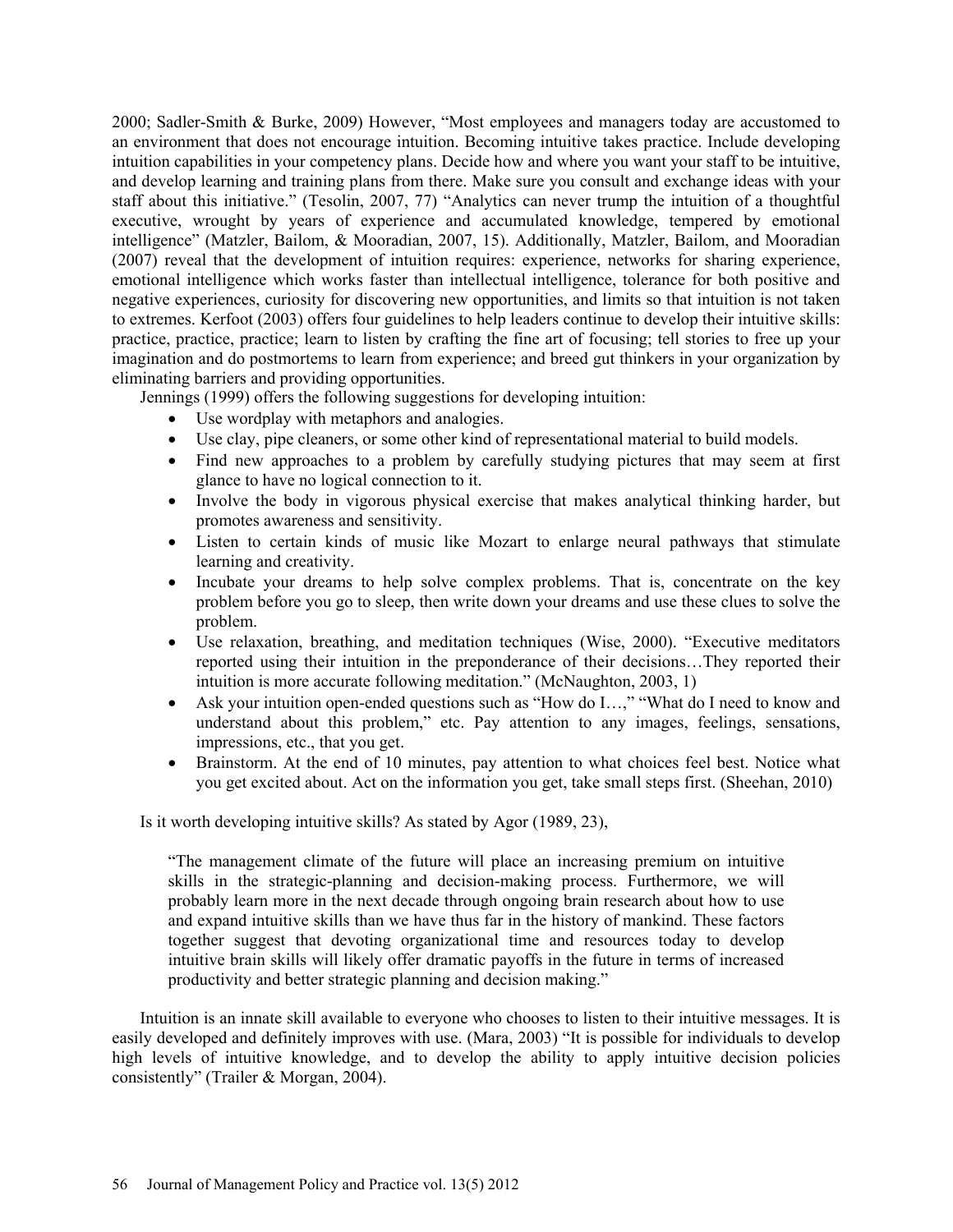2000; Sadler-Smith & Burke, 2009) However, "Most employees and managers today are accustomed to an environment that does not encourage intuition. Becoming intuitive takes practice. Include developing intuition capabilities in your competency plans. Decide how and where you want your staff to be intuitive, and develop learning and training plans from there. Make sure you consult and exchange ideas with your staff about this initiative." (Tesolin, 2007, 77) "Analytics can never trump the intuition of a thoughtful executive, wrought by years of experience and accumulated knowledge, tempered by emotional intelligence" (Matzler, Bailom, & Mooradian, 2007, 15). Additionally, Matzler, Bailom, and Mooradian (2007) reveal that the development of intuition requires: experience, networks for sharing experience, emotional intelligence which works faster than intellectual intelligence, tolerance for both positive and negative experiences, curiosity for discovering new opportunities, and limits so that intuition is not taken to extremes. Kerfoot (2003) offers four guidelines to help leaders continue to develop their intuitive skills: practice, practice, practice; learn to listen by crafting the fine art of focusing; tell stories to free up your imagination and do postmortems to learn from experience; and breed gut thinkers in your organization by eliminating barriers and providing opportunities.

Jennings (1999) offers the following suggestions for developing intuition:

- Use wordplay with metaphors and analogies.
- Use clay, pipe cleaners, or some other kind of representational material to build models.
- Find new approaches to a problem by carefully studying pictures that may seem at first glance to have no logical connection to it.
- Involve the body in vigorous physical exercise that makes analytical thinking harder, but promotes awareness and sensitivity.
- Listen to certain kinds of music like Mozart to enlarge neural pathways that stimulate learning and creativity.
- Incubate your dreams to help solve complex problems. That is, concentrate on the key problem before you go to sleep, then write down your dreams and use these clues to solve the problem.
- Use relaxation, breathing, and meditation techniques (Wise, 2000). "Executive meditators reported using their intuition in the preponderance of their decisions…They reported their intuition is more accurate following meditation." (McNaughton, 2003, 1)
- Ask your intuition open-ended questions such as "How do I…," "What do I need to know and understand about this problem," etc. Pay attention to any images, feelings, sensations, impressions, etc., that you get.
- Brainstorm. At the end of 10 minutes, pay attention to what choices feel best. Notice what you get excited about. Act on the information you get, take small steps first. (Sheehan, 2010)

Is it worth developing intuitive skills? As stated by Agor (1989, 23),

> "The management climate of the future will place an increasing premium on intuitive skills in the strategic-planning and decision-making process. Furthermore, we will probably learn more in the next decade through ongoing brain research about how to use and expand intuitive skills than we have thus far in the history of mankind. These factors together suggest that devoting organizational time and resources today to develop intuitive brain skills will likely offer dramatic payoffs in the future in terms of increased productivity and better strategic planning and decision making."

Intuition is an innate skill available to everyone who chooses to listen to their intuitive messages. It is easily developed and definitely improves with use. (Mara, 2003) "It is possible for individuals to develop high levels of intuitive knowledge, and to develop the ability to apply intuitive decision policies consistently" (Trailer & Morgan, 2004).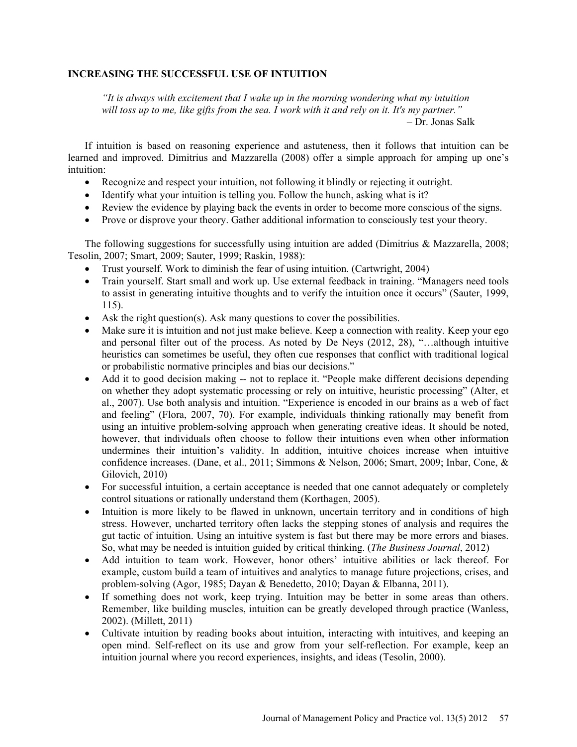## INCREASING THE SUCCESSFUL USE OF INTUITION

> *"It is always with excitement that I wake up in the morning wondering what my intuition will toss up to me, like gifts from the sea. I work with it and rely on it. It's my partner."*
> – Dr. Jonas Salk

If intuition is based on reasoning experience and astuteness, then it follows that intuition can be learned and improved. Dimitrius and Mazzarella (2008) offer a simple approach for amping up one's intuition:

- Recognize and respect your intuition, not following it blindly or rejecting it outright.
- Identify what your intuition is telling you. Follow the hunch, asking what is it?
- Review the evidence by playing back the events in order to become more conscious of the signs.
- Prove or disprove your theory. Gather additional information to consciously test your theory.

The following suggestions for successfully using intuition are added (Dimitrius & Mazzarella, 2008; Tesolin, 2007; Smart, 2009; Sauter, 1999; Raskin, 1988):

- Trust yourself. Work to diminish the fear of using intuition. (Cartwright, 2004)
- Train yourself. Start small and work up. Use external feedback in training. "Managers need tools to assist in generating intuitive thoughts and to verify the intuition once it occurs" (Sauter, 1999, 115).
- Ask the right question(s). Ask many questions to cover the possibilities.
- Make sure it is intuition and not just make believe. Keep a connection with reality. Keep your ego and personal filter out of the process. As noted by De Neys (2012, 28), "…although intuitive heuristics can sometimes be useful, they often cue responses that conflict with traditional logical or probabilistic normative principles and bias our decisions."
- Add it to good decision making -- not to replace it. "People make different decisions depending on whether they adopt systematic processing or rely on intuitive, heuristic processing" (Alter, et al., 2007). Use both analysis and intuition. "Experience is encoded in our brains as a web of fact and feeling" (Flora, 2007, 70). For example, individuals thinking rationally may benefit from using an intuitive problem-solving approach when generating creative ideas. It should be noted, however, that individuals often choose to follow their intuitions even when other information undermines their intuition's validity. In addition, intuitive choices increase when intuitive confidence increases. (Dane, et al., 2011; Simmons & Nelson, 2006; Smart, 2009; Inbar, Cone, & Gilovich, 2010)
- For successful intuition, a certain acceptance is needed that one cannot adequately or completely control situations or rationally understand them (Korthagen, 2005).
- Intuition is more likely to be flawed in unknown, uncertain territory and in conditions of high stress. However, uncharted territory often lacks the stepping stones of analysis and requires the gut tactic of intuition. Using an intuitive system is fast but there may be more errors and biases. So, what may be needed is intuition guided by critical thinking. (*The Business Journal*, 2012)
- Add intuition to team work. However, honor others' intuitive abilities or lack thereof. For example, custom build a team of intuitives and analytics to manage future projections, crises, and problem-solving (Agor, 1985; Dayan & Benedetto, 2010; Dayan & Elbanna, 2011).
- If something does not work, keep trying. Intuition may be better in some areas than others. Remember, like building muscles, intuition can be greatly developed through practice (Wanless, 2002). (Millett, 2011)
- Cultivate intuition by reading books about intuition, interacting with intuitives, and keeping an open mind. Self-reflect on its use and grow from your self-reflection. For example, keep an intuition journal where you record experiences, insights, and ideas (Tesolin, 2000).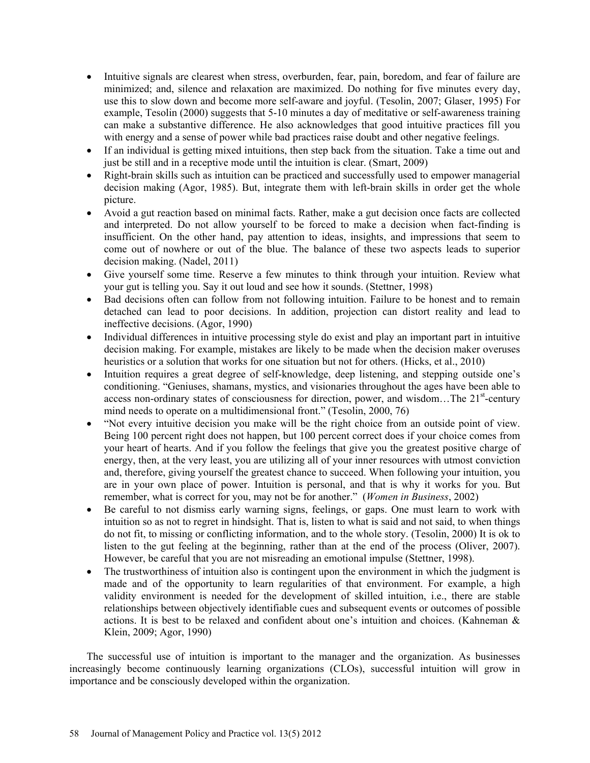- Intuitive signals are clearest when stress, overburden, fear, pain, boredom, and fear of failure are minimized; and, silence and relaxation are maximized. Do nothing for five minutes every day, use this to slow down and become more self-aware and joyful. (Tesolin, 2007; Glaser, 1995) For example, Tesolin (2000) suggests that 5-10 minutes a day of meditative or self-awareness training can make a substantive difference. He also acknowledges that good intuitive practices fill you with energy and a sense of power while bad practices raise doubt and other negative feelings.
- If an individual is getting mixed intuitions, then step back from the situation. Take a time out and just be still and in a receptive mode until the intuition is clear. (Smart, 2009)
- Right-brain skills such as intuition can be practiced and successfully used to empower managerial decision making (Agor, 1985). But, integrate them with left-brain skills in order get the whole picture.
- Avoid a gut reaction based on minimal facts. Rather, make a gut decision once facts are collected and interpreted. Do not allow yourself to be forced to make a decision when fact-finding is insufficient. On the other hand, pay attention to ideas, insights, and impressions that seem to come out of nowhere or out of the blue. The balance of these two aspects leads to superior decision making. (Nadel, 2011)
- Give yourself some time. Reserve a few minutes to think through your intuition. Review what your gut is telling you. Say it out loud and see how it sounds. (Stettner, 1998)
- Bad decisions often can follow from not following intuition. Failure to be honest and to remain detached can lead to poor decisions. In addition, projection can distort reality and lead to ineffective decisions. (Agor, 1990)
- Individual differences in intuitive processing style do exist and play an important part in intuitive decision making. For example, mistakes are likely to be made when the decision maker overuses heuristics or a solution that works for one situation but not for others. (Hicks, et al., 2010)
- Intuition requires a great degree of self-knowledge, deep listening, and stepping outside one's conditioning. "Geniuses, shamans, mystics, and visionaries throughout the ages have been able to access non-ordinary states of consciousness for direction, power, and wisdom…The 21st-century mind needs to operate on a multidimensional front." (Tesolin, 2000, 76)
- "Not every intuitive decision you make will be the right choice from an outside point of view. Being 100 percent right does not happen, but 100 percent correct does if your choice comes from your heart of hearts. And if you follow the feelings that give you the greatest positive charge of energy, then, at the very least, you are utilizing all of your inner resources with utmost conviction and, therefore, giving yourself the greatest chance to succeed. When following your intuition, you are in your own place of power. Intuition is personal, and that is why it works for you. But remember, what is correct for you, may not be for another." (*Women in Business*, 2002)
- Be careful to not dismiss early warning signs, feelings, or gaps. One must learn to work with intuition so as not to regret in hindsight. That is, listen to what is said and not said, to when things do not fit, to missing or conflicting information, and to the whole story. (Tesolin, 2000) It is ok to listen to the gut feeling at the beginning, rather than at the end of the process (Oliver, 2007). However, be careful that you are not misreading an emotional impulse (Stettner, 1998).
- The trustworthiness of intuition also is contingent upon the environment in which the judgment is made and of the opportunity to learn regularities of that environment. For example, a high validity environment is needed for the development of skilled intuition, i.e., there are stable relationships between objectively identifiable cues and subsequent events or outcomes of possible actions. It is best to be relaxed and confident about one's intuition and choices. (Kahneman & Klein, 2009; Agor, 1990)

The successful use of intuition is important to the manager and the organization. As businesses increasingly become continuously learning organizations (CLOs), successful intuition will grow in importance and be consciously developed within the organization.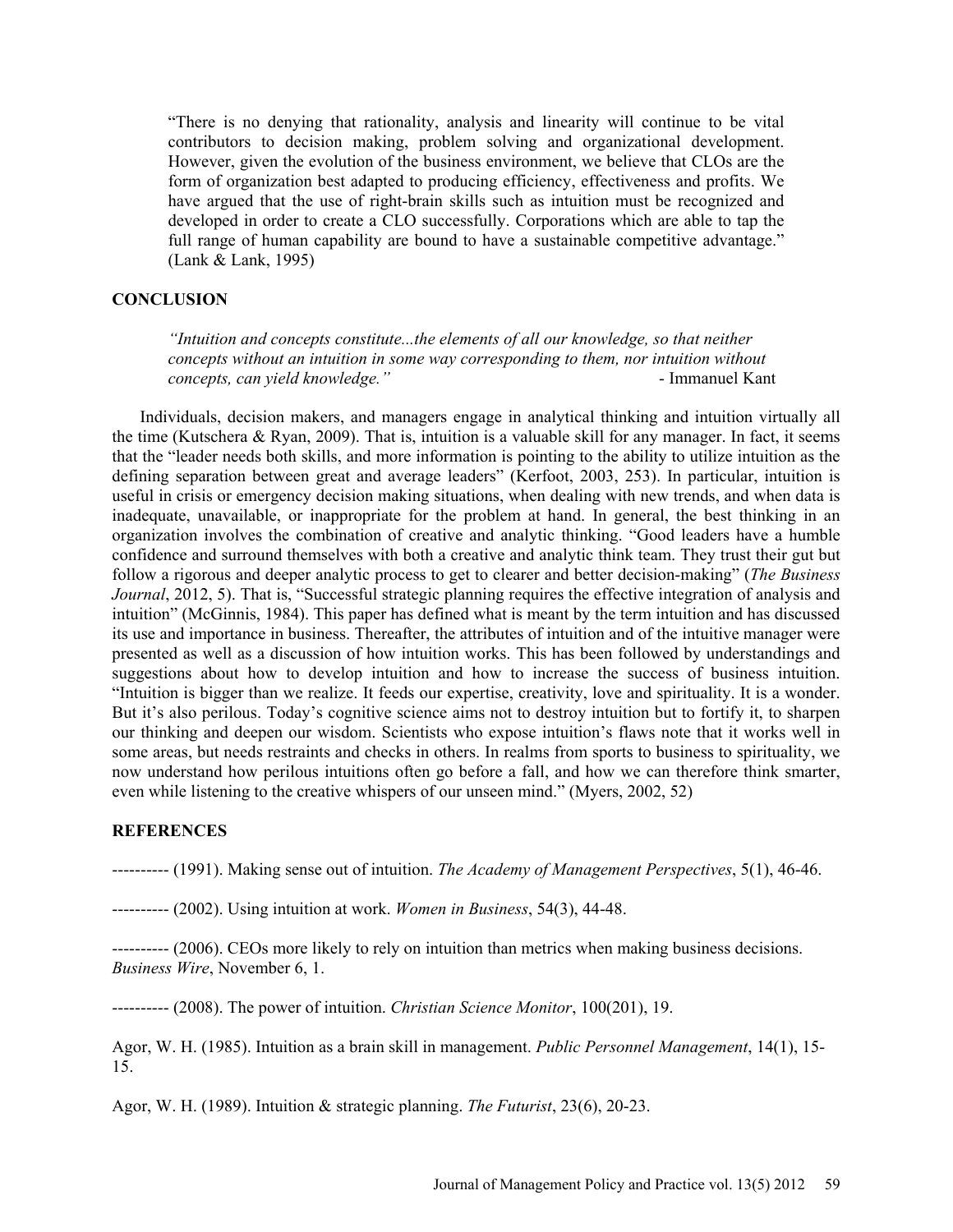> "There is no denying that rationality, analysis and linearity will continue to be vital contributors to decision making, problem solving and organizational development. However, given the evolution of the business environment, we believe that CLOs are the form of organization best adapted to producing efficiency, effectiveness and profits. We have argued that the use of right-brain skills such as intuition must be recognized and developed in order to create a CLO successfully. Corporations which are able to tap the full range of human capability are bound to have a sustainable competitive advantage." (Lank & Lank, 1995)

## CONCLUSION

> *"Intuition and concepts constitute...the elements of all our knowledge, so that neither concepts without an intuition in some way corresponding to them, nor intuition without concepts, can yield knowledge."* - Immanuel Kant

Individuals, decision makers, and managers engage in analytical thinking and intuition virtually all the time (Kutschera & Ryan, 2009). That is, intuition is a valuable skill for any manager. In fact, it seems that the "leader needs both skills, and more information is pointing to the ability to utilize intuition as the defining separation between great and average leaders" (Kerfoot, 2003, 253). In particular, intuition is useful in crisis or emergency decision making situations, when dealing with new trends, and when data is inadequate, unavailable, or inappropriate for the problem at hand. In general, the best thinking in an organization involves the combination of creative and analytic thinking. "Good leaders have a humble confidence and surround themselves with both a creative and analytic think team. They trust their gut but follow a rigorous and deeper analytic process to get to clearer and better decision-making" (*The Business Journal*, 2012, 5). That is, "Successful strategic planning requires the effective integration of analysis and intuition" (McGinnis, 1984). This paper has defined what is meant by the term intuition and has discussed its use and importance in business. Thereafter, the attributes of intuition and of the intuitive manager were presented as well as a discussion of how intuition works. This has been followed by understandings and suggestions about how to develop intuition and how to increase the success of business intuition. "Intuition is bigger than we realize. It feeds our expertise, creativity, love and spirituality. It is a wonder. But it's also perilous. Today's cognitive science aims not to destroy intuition but to fortify it, to sharpen our thinking and deepen our wisdom. Scientists who expose intuition's flaws note that it works well in some areas, but needs restraints and checks in others. In realms from sports to business to spirituality, we now understand how perilous intuitions often go before a fall, and how we can therefore think smarter, even while listening to the creative whispers of our unseen mind." (Myers, 2002, 52)

## REFERENCES

---------- (1991). Making sense out of intuition. *The Academy of Management Perspectives*, 5(1), 46-46.

---------- (2002). Using intuition at work. *Women in Business*, 54(3), 44-48.

---------- (2006). CEOs more likely to rely on intuition than metrics when making business decisions. *Business Wire*, November 6, 1.

---------- (2008). The power of intuition. *Christian Science Monitor*, 100(201), 19.

Agor, W. H. (1985). Intuition as a brain skill in management. *Public Personnel Management*, 14(1), 15-15.

Agor, W. H. (1989). Intuition & strategic planning. *The Futurist*, 23(6), 20-23.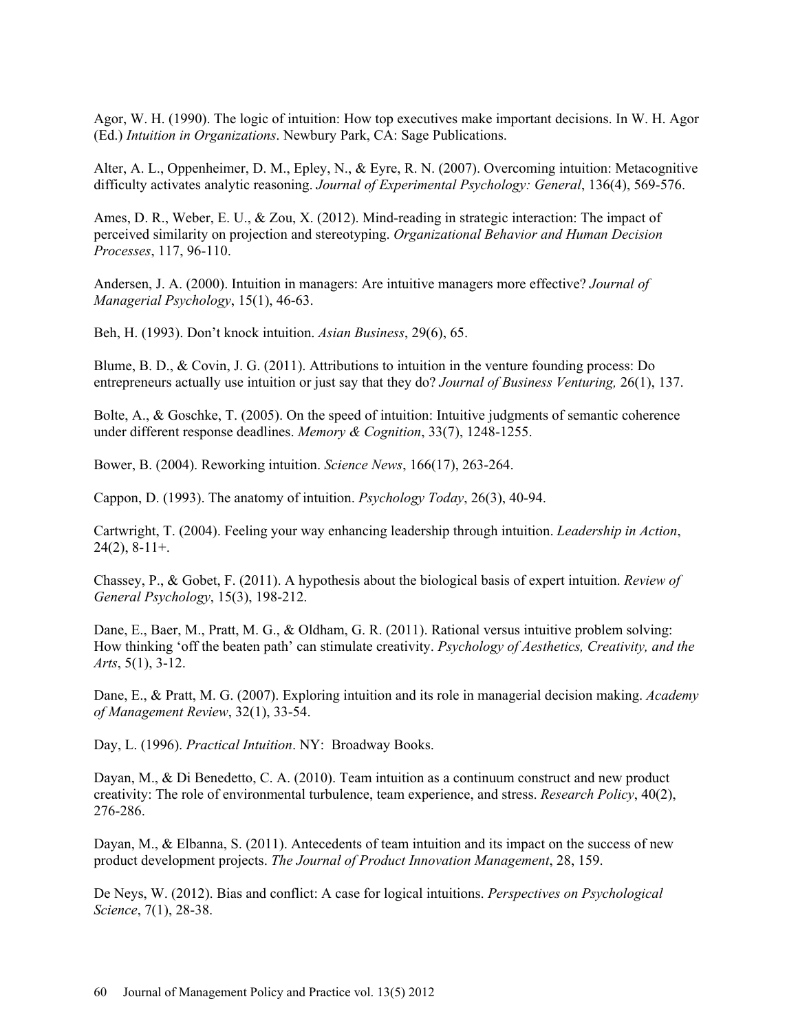Agor, W. H. (1990). The logic of intuition: How top executives make important decisions. In W. H. Agor (Ed.) *Intuition in Organizations*. Newbury Park, CA: Sage Publications.

Alter, A. L., Oppenheimer, D. M., Epley, N., & Eyre, R. N. (2007). Overcoming intuition: Metacognitive difficulty activates analytic reasoning. *Journal of Experimental Psychology: General*, 136(4), 569-576.

Ames, D. R., Weber, E. U., & Zou, X. (2012). Mind-reading in strategic interaction: The impact of perceived similarity on projection and stereotyping. *Organizational Behavior and Human Decision Processes*, 117, 96-110.

Andersen, J. A. (2000). Intuition in managers: Are intuitive managers more effective? *Journal of Managerial Psychology*, 15(1), 46-63.

Beh, H. (1993). Don't knock intuition. *Asian Business*, 29(6), 65.

Blume, B. D., & Covin, J. G. (2011). Attributions to intuition in the venture founding process: Do entrepreneurs actually use intuition or just say that they do? *Journal of Business Venturing,* 26(1), 137.

Bolte, A., & Goschke, T. (2005). On the speed of intuition: Intuitive judgments of semantic coherence under different response deadlines. *Memory & Cognition*, 33(7), 1248-1255.

Bower, B. (2004). Reworking intuition. *Science News*, 166(17), 263-264.

Cappon, D. (1993). The anatomy of intuition. *Psychology Today*, 26(3), 40-94.

Cartwright, T. (2004). Feeling your way enhancing leadership through intuition. *Leadership in Action*, 24(2), 8-11+.

Chassey, P., & Gobet, F. (2011). A hypothesis about the biological basis of expert intuition. *Review of General Psychology*, 15(3), 198-212.

Dane, E., Baer, M., Pratt, M. G., & Oldham, G. R. (2011). Rational versus intuitive problem solving: How thinking 'off the beaten path' can stimulate creativity. *Psychology of Aesthetics, Creativity, and the Arts*, 5(1), 3-12.

Dane, E., & Pratt, M. G. (2007). Exploring intuition and its role in managerial decision making. *Academy of Management Review*, 32(1), 33-54.

Day, L. (1996). *Practical Intuition*. NY: Broadway Books.

Dayan, M., & Di Benedetto, C. A. (2010). Team intuition as a continuum construct and new product creativity: The role of environmental turbulence, team experience, and stress. *Research Policy*, 40(2), 276-286.

Dayan, M., & Elbanna, S. (2011). Antecedents of team intuition and its impact on the success of new product development projects. *The Journal of Product Innovation Management*, 28, 159.

De Neys, W. (2012). Bias and conflict: A case for logical intuitions. *Perspectives on Psychological Science*, 7(1), 28-38.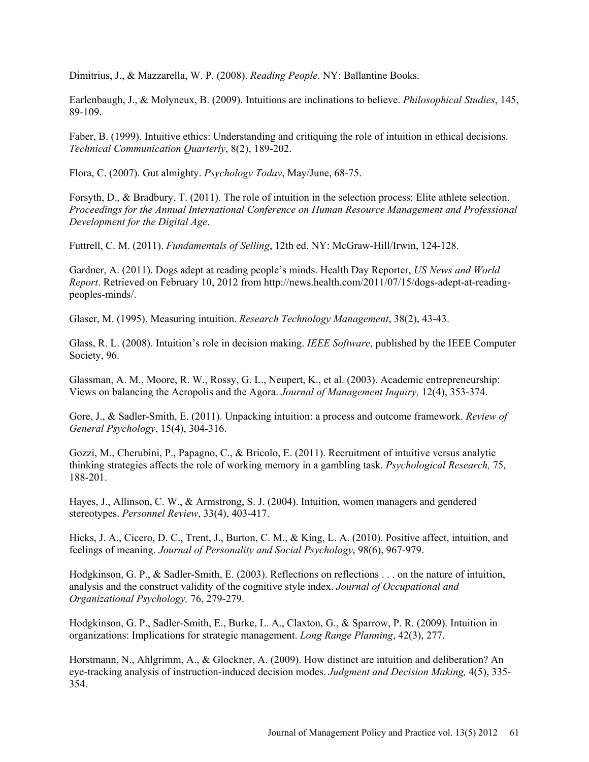Dimitrius, J., & Mazzarella, W. P. (2008). *Reading People*. NY: Ballantine Books.

Earlenbaugh, J., & Molyneux, B. (2009). Intuitions are inclinations to believe. *Philosophical Studies*, 145, 89-109.

Faber, B. (1999). Intuitive ethics: Understanding and critiquing the role of intuition in ethical decisions. *Technical Communication Quarterly*, 8(2), 189-202.

Flora, C. (2007). Gut almighty. *Psychology Today*, May/June, 68-75.

Forsyth, D., & Bradbury, T. (2011). The role of intuition in the selection process: Elite athlete selection. *Proceedings for the Annual International Conference on Human Resource Management and Professional Development for the Digital Age*.

Futtrell, C. M. (2011). *Fundamentals of Selling*, 12th ed. NY: McGraw-Hill/Irwin, 124-128.

Gardner, A. (2011). Dogs adept at reading people's minds. Health Day Reporter, *US News and World Report*. Retrieved on February 10, 2012 from http://news.health.com/2011/07/15/dogs-adept-at-reading-peoples-minds/.

Glaser, M. (1995). Measuring intuition. *Research Technology Management*, 38(2), 43-43.

Glass, R. L. (2008). Intuition's role in decision making. *IEEE Software*, published by the IEEE Computer Society, 96.

Glassman, A. M., Moore, R. W., Rossy, G. L., Neupert, K., et al. (2003). Academic entrepreneurship: Views on balancing the Acropolis and the Agora. *Journal of Management Inquiry,* 12(4), 353-374.

Gore, J., & Sadler-Smith, E. (2011). Unpacking intuition: a process and outcome framework. *Review of General Psychology*, 15(4), 304-316.

Gozzi, M., Cherubini, P., Papagno, C., & Bricolo, E. (2011). Recruitment of intuitive versus analytic thinking strategies affects the role of working memory in a gambling task. *Psychological Research,* 75, 188-201.

Hayes, J., Allinson, C. W., & Armstrong, S. J. (2004). Intuition, women managers and gendered stereotypes. *Personnel Review*, 33(4), 403-417.

Hicks, J. A., Cicero, D. C., Trent, J., Burton, C. M., & King, L. A. (2010). Positive affect, intuition, and feelings of meaning. *Journal of Personality and Social Psychology*, 98(6), 967-979.

Hodgkinson, G. P., & Sadler-Smith, E. (2003). Reflections on reflections . . . on the nature of intuition, analysis and the construct validity of the cognitive style index. *Journal of Occupational and Organizational Psychology,* 76, 279-279.

Hodgkinson, G. P., Sadler-Smith, E., Burke, L. A., Claxton, G., & Sparrow, P. R. (2009). Intuition in organizations: Implications for strategic management. *Long Range Planning*, 42(3), 277.

Horstmann, N., Ahlgrimm, A., & Glockner, A. (2009). How distinct are intuition and deliberation? An eye-tracking analysis of instruction-induced decision modes. *Judgment and Decision Making,* 4(5), 335-354.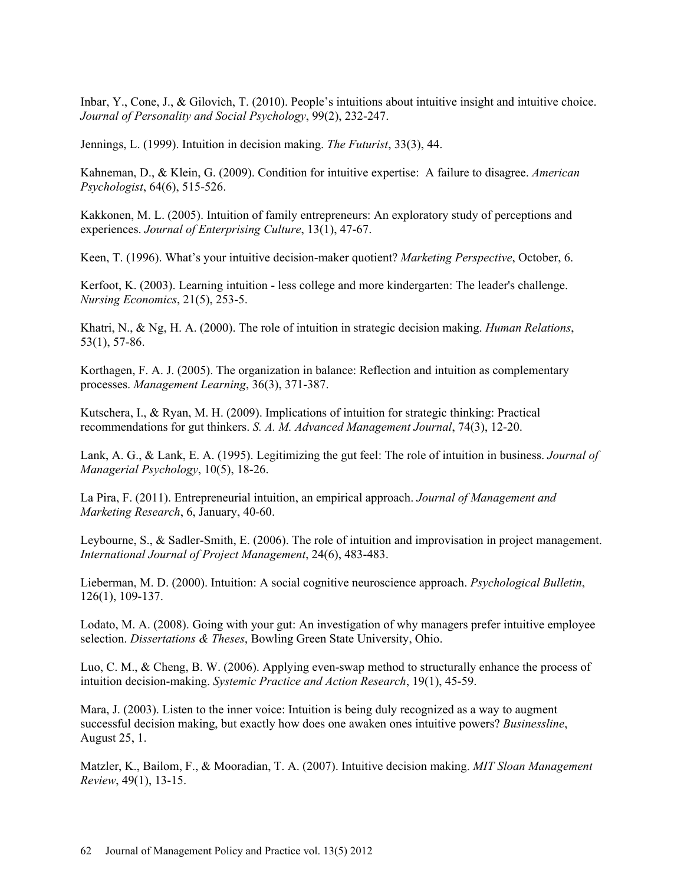Inbar, Y., Cone, J., & Gilovich, T. (2010). People's intuitions about intuitive insight and intuitive choice. *Journal of Personality and Social Psychology*, 99(2), 232-247.

Jennings, L. (1999). Intuition in decision making. *The Futurist*, 33(3), 44.

Kahneman, D., & Klein, G. (2009). Condition for intuitive expertise: A failure to disagree. *American Psychologist*, 64(6), 515-526.

Kakkonen, M. L. (2005). Intuition of family entrepreneurs: An exploratory study of perceptions and experiences. *Journal of Enterprising Culture*, 13(1), 47-67.

Keen, T. (1996). What's your intuitive decision-maker quotient? *Marketing Perspective*, October, 6.

Kerfoot, K. (2003). Learning intuition - less college and more kindergarten: The leader's challenge. *Nursing Economics*, 21(5), 253-5.

Khatri, N., & Ng, H. A. (2000). The role of intuition in strategic decision making. *Human Relations*, 53(1), 57-86.

Korthagen, F. A. J. (2005). The organization in balance: Reflection and intuition as complementary processes. *Management Learning*, 36(3), 371-387.

Kutschera, I., & Ryan, M. H. (2009). Implications of intuition for strategic thinking: Practical recommendations for gut thinkers. *S. A. M. Advanced Management Journal*, 74(3), 12-20.

Lank, A. G., & Lank, E. A. (1995). Legitimizing the gut feel: The role of intuition in business. *Journal of Managerial Psychology*, 10(5), 18-26.

La Pira, F. (2011). Entrepreneurial intuition, an empirical approach. *Journal of Management and Marketing Research*, 6, January, 40-60.

Leybourne, S., & Sadler-Smith, E. (2006). The role of intuition and improvisation in project management. *International Journal of Project Management*, 24(6), 483-483.

Lieberman, M. D. (2000). Intuition: A social cognitive neuroscience approach. *Psychological Bulletin*, 126(1), 109-137.

Lodato, M. A. (2008). Going with your gut: An investigation of why managers prefer intuitive employee selection. *Dissertations & Theses*, Bowling Green State University, Ohio.

Luo, C. M., & Cheng, B. W. (2006). Applying even-swap method to structurally enhance the process of intuition decision-making. *Systemic Practice and Action Research*, 19(1), 45-59.

Mara, J. (2003). Listen to the inner voice: Intuition is being duly recognized as a way to augment successful decision making, but exactly how does one awaken ones intuitive powers? *Businessline*, August 25, 1.

Matzler, K., Bailom, F., & Mooradian, T. A. (2007). Intuitive decision making. *MIT Sloan Management Review*, 49(1), 13-15.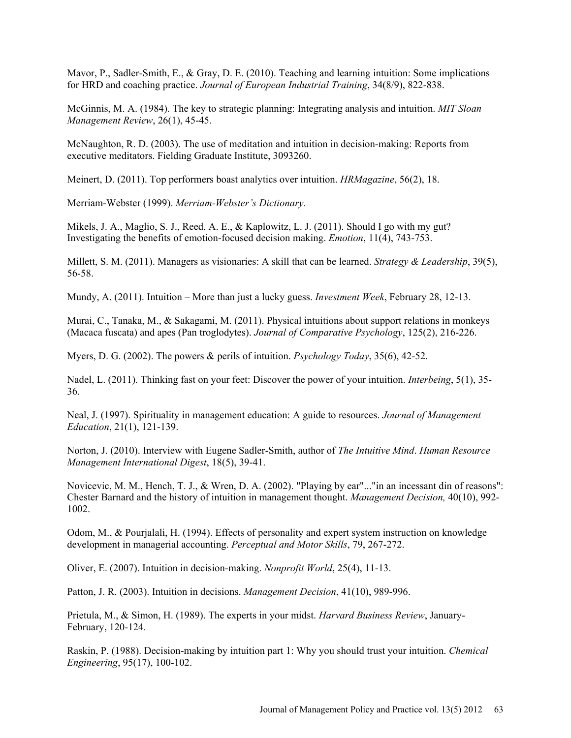Mavor, P., Sadler-Smith, E., & Gray, D. E. (2010). Teaching and learning intuition: Some implications for HRD and coaching practice. *Journal of European Industrial Training*, 34(8/9), 822-838.

McGinnis, M. A. (1984). The key to strategic planning: Integrating analysis and intuition. *MIT Sloan Management Review*, 26(1), 45-45.

McNaughton, R. D. (2003). The use of meditation and intuition in decision-making: Reports from executive meditators. Fielding Graduate Institute, 3093260.

Meinert, D. (2011). Top performers boast analytics over intuition. *HRMagazine*, 56(2), 18.

Merriam-Webster (1999). *Merriam-Webster's Dictionary*.

Mikels, J. A., Maglio, S. J., Reed, A. E., & Kaplowitz, L. J. (2011). Should I go with my gut? Investigating the benefits of emotion-focused decision making. *Emotion*, 11(4), 743-753.

Millett, S. M. (2011). Managers as visionaries: A skill that can be learned. *Strategy & Leadership*, 39(5), 56-58.

Mundy, A. (2011). Intuition – More than just a lucky guess. *Investment Week*, February 28, 12-13.

Murai, C., Tanaka, M., & Sakagami, M. (2011). Physical intuitions about support relations in monkeys (Macaca fuscata) and apes (Pan troglodytes). *Journal of Comparative Psychology*, 125(2), 216-226.

Myers, D. G. (2002). The powers & perils of intuition. *Psychology Today*, 35(6), 42-52.

Nadel, L. (2011). Thinking fast on your feet: Discover the power of your intuition. *Interbeing*, 5(1), 35-36.

Neal, J. (1997). Spirituality in management education: A guide to resources. *Journal of Management Education*, 21(1), 121-139.

Norton, J. (2010). Interview with Eugene Sadler-Smith, author of *The Intuitive Mind*. *Human Resource Management International Digest*, 18(5), 39-41.

Novicevic, M. M., Hench, T. J., & Wren, D. A. (2002). "Playing by ear"..."in an incessant din of reasons": Chester Barnard and the history of intuition in management thought. *Management Decision,* 40(10), 992-1002.

Odom, M., & Pourjalali, H. (1994). Effects of personality and expert system instruction on knowledge development in managerial accounting. *Perceptual and Motor Skills*, 79, 267-272.

Oliver, E. (2007). Intuition in decision-making. *Nonprofit World*, 25(4), 11-13.

Patton, J. R. (2003). Intuition in decisions. *Management Decision*, 41(10), 989-996.

Prietula, M., & Simon, H. (1989). The experts in your midst. *Harvard Business Review*, January-February, 120-124.

Raskin, P. (1988). Decision-making by intuition part 1: Why you should trust your intuition. *Chemical Engineering*, 95(17), 100-102.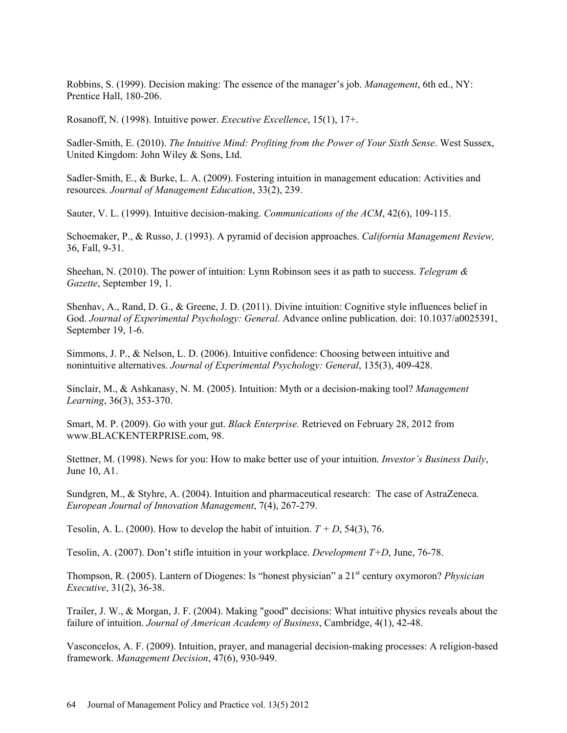Robbins, S. (1999). Decision making: The essence of the manager's job. *Management*, 6th ed., NY: Prentice Hall, 180-206.

Rosanoff, N. (1998). Intuitive power. *Executive Excellence*, 15(1), 17+.

Sadler-Smith, E. (2010). *The Intuitive Mind: Profiting from the Power of Your Sixth Sense*. West Sussex, United Kingdom: John Wiley & Sons, Ltd.

Sadler-Smith, E., & Burke, L. A. (2009). Fostering intuition in management education: Activities and resources. *Journal of Management Education*, 33(2), 239.

Sauter, V. L. (1999). Intuitive decision-making. *Communications of the ACM*, 42(6), 109-115.

Schoemaker, P., & Russo, J. (1993). A pyramid of decision approaches. *California Management Review,* 36, Fall, 9-31.

Sheehan, N. (2010). The power of intuition: Lynn Robinson sees it as path to success. *Telegram & Gazette*, September 19, 1.

Shenhav, A., Rand, D. G., & Greene, J. D. (2011). Divine intuition: Cognitive style influences belief in God. *Journal of Experimental Psychology: General*. Advance online publication. doi: 10.1037/a0025391, September 19, 1-6.

Simmons, J. P., & Nelson, L. D. (2006). Intuitive confidence: Choosing between intuitive and nonintuitive alternatives. *Journal of Experimental Psychology: General*, 135(3), 409-428.

Sinclair, M., & Ashkanasy, N. M. (2005). Intuition: Myth or a decision-making tool? *Management Learning*, 36(3), 353-370.

Smart, M. P. (2009). Go with your gut. *Black Enterprise.* Retrieved on February 28, 2012 from www.BLACKENTERPRISE.com, 98.

Stettner, M. (1998). News for you: How to make better use of your intuition. *Investor's Business Daily*, June 10, A1.

Sundgren, M., & Styhre, A. (2004). Intuition and pharmaceutical research: The case of AstraZeneca. *European Journal of Innovation Management*, 7(4), 267-279.

Tesolin, A. L. (2000). How to develop the habit of intuition. *T + D*, 54(3), 76.

Tesolin, A. (2007). Don't stifle intuition in your workplace. *Development T+D*, June, 76-78.

Thompson, R. (2005). Lantern of Diogenes: Is "honest physician" a 21st century oxymoron? *Physician Executive*, 31(2), 36-38.

Trailer, J. W., & Morgan, J. F. (2004). Making "good" decisions: What intuitive physics reveals about the failure of intuition. *Journal of American Academy of Business*, Cambridge, 4(1), 42-48.

Vasconcelos, A. F. (2009). Intuition, prayer, and managerial decision-making processes: A religion-based framework. *Management Decision*, 47(6), 930-949.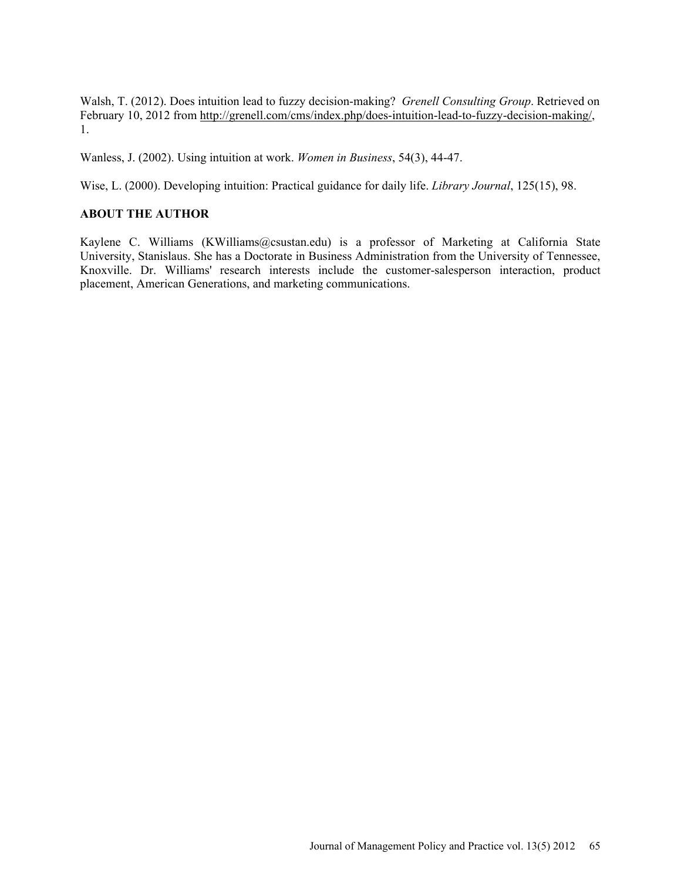Walsh, T. (2012). Does intuition lead to fuzzy decision-making? *Grenell Consulting Group*. Retrieved on February 10, 2012 from http://grenell.com/cms/index.php/does-intuition-lead-to-fuzzy-decision-making/, 1.

Wanless, J. (2002). Using intuition at work. *Women in Business*, 54(3), 44-47.

Wise, L. (2000). Developing intuition: Practical guidance for daily life. *Library Journal*, 125(15), 98.

## ABOUT THE AUTHOR

Kaylene C. Williams (KWilliams@csustan.edu) is a professor of Marketing at California State University, Stanislaus. She has a Doctorate in Business Administration from the University of Tennessee, Knoxville. Dr. Williams' research interests include the customer-salesperson interaction, product placement, American Generations, and marketing communications.